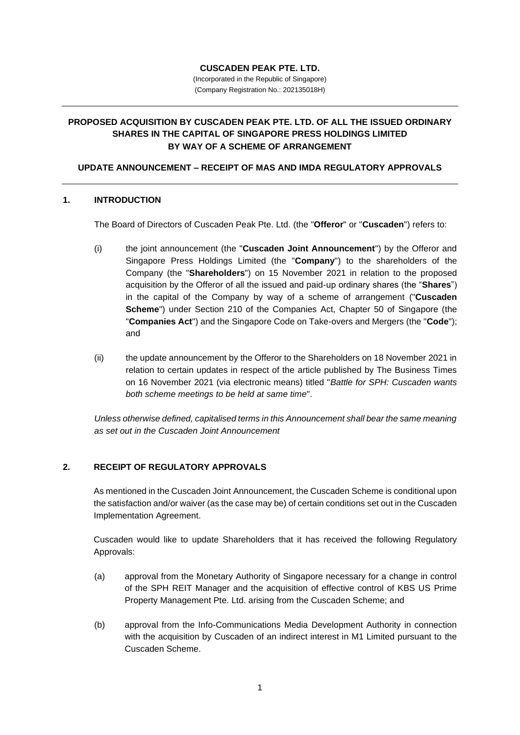**CUSCADEN PEAK PTE. LTD.**

(Incorporated in the Republic of Singapore)
(Company Registration No.: 202135018H)

---

**PROPOSED ACQUISITION BY CUSCADEN PEAK PTE. LTD. OF ALL THE ISSUED ORDINARY SHARES IN THE CAPITAL OF SINGAPORE PRESS HOLDINGS LIMITED BY WAY OF A SCHEME OF ARRANGEMENT**

**UPDATE ANNOUNCEMENT – RECEIPT OF MAS AND IMDA REGULATORY APPROVALS**

---

## 1. INTRODUCTION

The Board of Directors of Cuscaden Peak Pte. Ltd. (the "**Offeror**" or "**Cuscaden**") refers to:

(i) the joint announcement (the "**Cuscaden Joint Announcement**") by the Offeror and Singapore Press Holdings Limited (the "**Company**") to the shareholders of the Company (the "**Shareholders**") on 15 November 2021 in relation to the proposed acquisition by the Offeror of all the issued and paid-up ordinary shares (the "**Shares**") in the capital of the Company by way of a scheme of arrangement ("**Cuscaden Scheme**") under Section 210 of the Companies Act, Chapter 50 of Singapore (the "**Companies Act**") and the Singapore Code on Take-overs and Mergers (the "**Code**"); and

(ii) the update announcement by the Offeror to the Shareholders on 18 November 2021 in relation to certain updates in respect of the article published by The Business Times on 16 November 2021 (via electronic means) titled "*Battle for SPH: Cuscaden wants both scheme meetings to be held at same time*".

*Unless otherwise defined, capitalised terms in this Announcement shall bear the same meaning as set out in the Cuscaden Joint Announcement*

## 2. RECEIPT OF REGULATORY APPROVALS

As mentioned in the Cuscaden Joint Announcement, the Cuscaden Scheme is conditional upon the satisfaction and/or waiver (as the case may be) of certain conditions set out in the Cuscaden Implementation Agreement.

Cuscaden would like to update Shareholders that it has received the following Regulatory Approvals:

(a) approval from the Monetary Authority of Singapore necessary for a change in control of the SPH REIT Manager and the acquisition of effective control of KBS US Prime Property Management Pte. Ltd. arising from the Cuscaden Scheme; and

(b) approval from the Info-Communications Media Development Authority in connection with the acquisition by Cuscaden of an indirect interest in M1 Limited pursuant to the Cuscaden Scheme.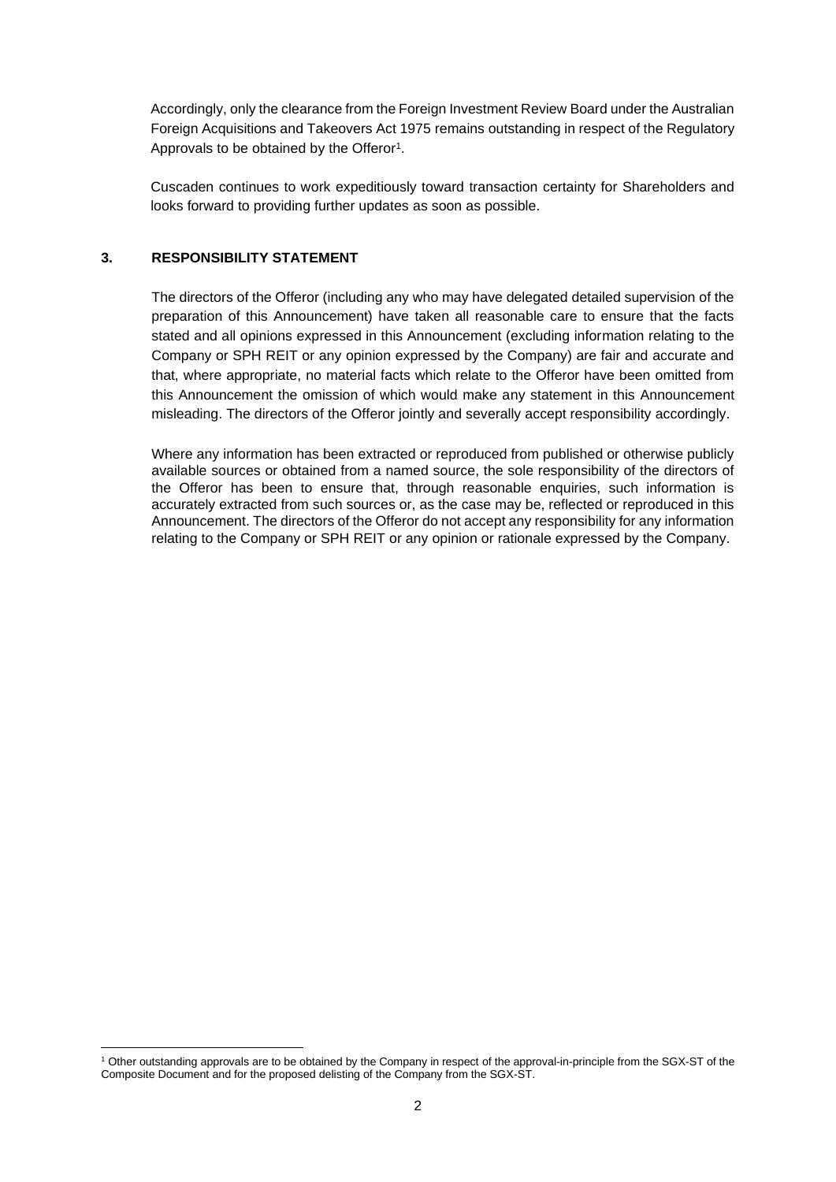Accordingly, only the clearance from the Foreign Investment Review Board under the Australian Foreign Acquisitions and Takeovers Act 1975 remains outstanding in respect of the Regulatory Approvals to be obtained by the Offeror[1].

Cuscaden continues to work expeditiously toward transaction certainty for Shareholders and looks forward to providing further updates as soon as possible.

## 3. RESPONSIBILITY STATEMENT

The directors of the Offeror (including any who may have delegated detailed supervision of the preparation of this Announcement) have taken all reasonable care to ensure that the facts stated and all opinions expressed in this Announcement (excluding information relating to the Company or SPH REIT or any opinion expressed by the Company) are fair and accurate and that, where appropriate, no material facts which relate to the Offeror have been omitted from this Announcement the omission of which would make any statement in this Announcement misleading. The directors of the Offeror jointly and severally accept responsibility accordingly.

Where any information has been extracted or reproduced from published or otherwise publicly available sources or obtained from a named source, the sole responsibility of the directors of the Offeror has been to ensure that, through reasonable enquiries, such information is accurately extracted from such sources or, as the case may be, reflected or reproduced in this Announcement. The directors of the Offeror do not accept any responsibility for any information relating to the Company or SPH REIT or any opinion or rationale expressed by the Company.

[1] Other outstanding approvals are to be obtained by the Company in respect of the approval-in-principle from the SGX-ST of the Composite Document and for the proposed delisting of the Company from the SGX-ST.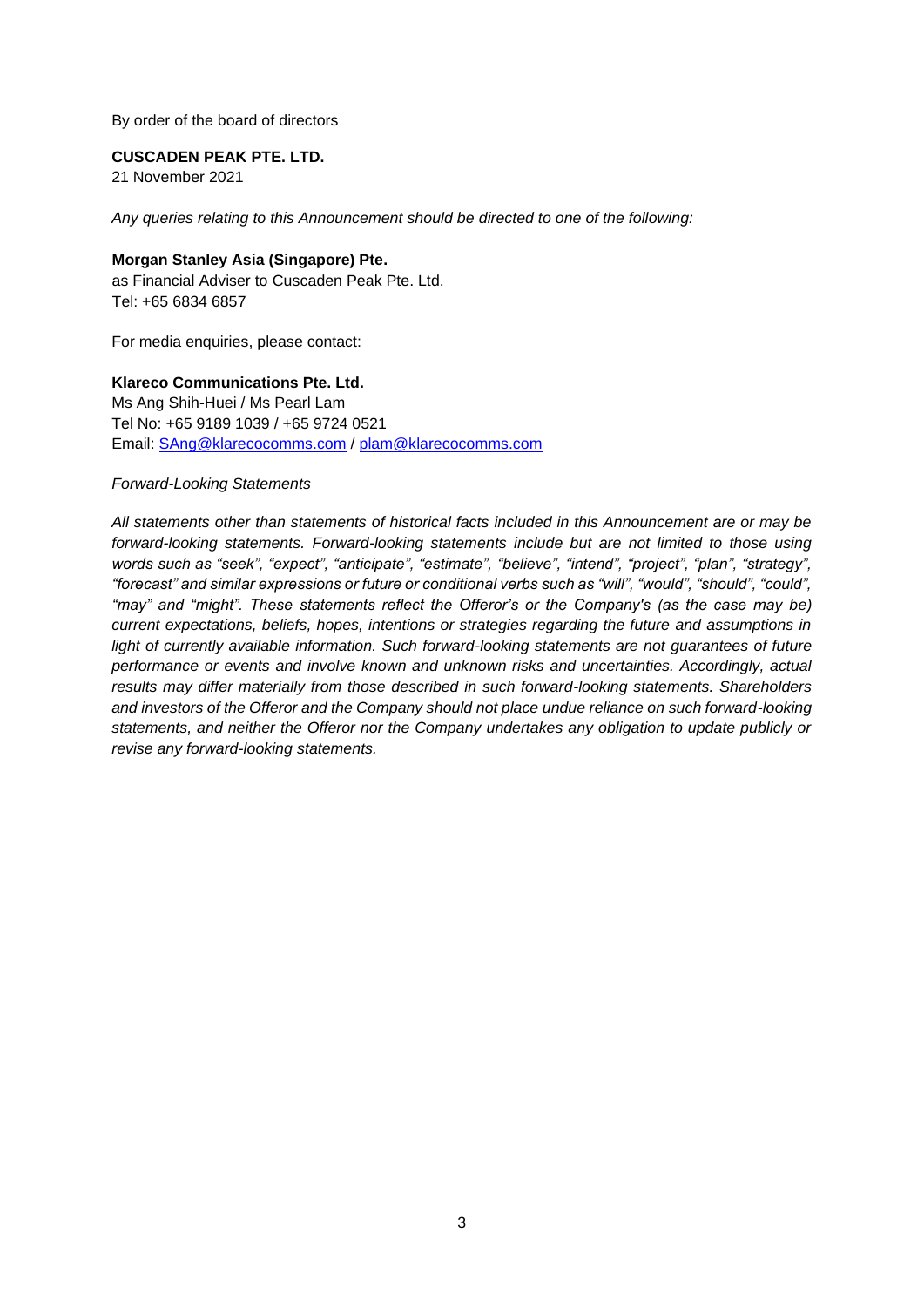By order of the board of directors

**CUSCADEN PEAK PTE. LTD.**
21 November 2021

*Any queries relating to this Announcement should be directed to one of the following:*

**Morgan Stanley Asia (Singapore) Pte.**
as Financial Adviser to Cuscaden Peak Pte. Ltd.
Tel: +65 6834 6857

For media enquiries, please contact:

**Klareco Communications Pte. Ltd.**
Ms Ang Shih-Huei / Ms Pearl Lam
Tel No: +65 9189 1039 / +65 9724 0521
Email: SAng@klarecocomms.com / plam@klarecocomms.com

*Forward-Looking Statements*

*All statements other than statements of historical facts included in this Announcement are or may be forward-looking statements. Forward-looking statements include but are not limited to those using words such as "seek", "expect", "anticipate", "estimate", "believe", "intend", "project", "plan", "strategy", "forecast" and similar expressions or future or conditional verbs such as "will", "would", "should", "could", "may" and "might". These statements reflect the Offeror's or the Company's (as the case may be) current expectations, beliefs, hopes, intentions or strategies regarding the future and assumptions in light of currently available information. Such forward-looking statements are not guarantees of future performance or events and involve known and unknown risks and uncertainties. Accordingly, actual results may differ materially from those described in such forward-looking statements. Shareholders and investors of the Offeror and the Company should not place undue reliance on such forward-looking statements, and neither the Offeror nor the Company undertakes any obligation to update publicly or revise any forward-looking statements.*